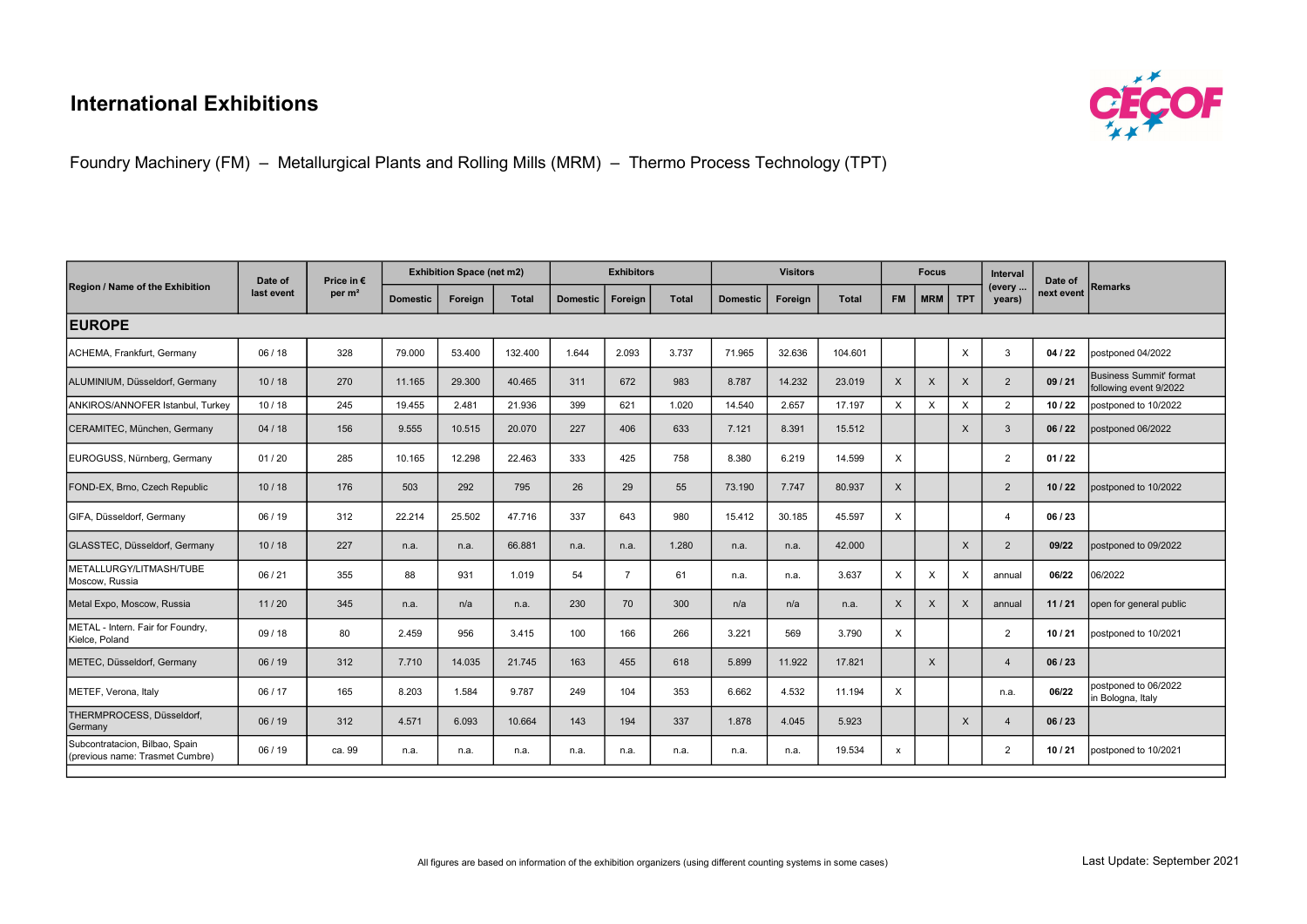# International Exhibitions

Foundry Machinery (FM) – Metallurgical Plants and Rolling Mills (MRM) – Thermo Process Technology (TPT)

| Region / Name of the Exhibition | Date of last event | Price in € per m² | Exhibition Space (net m2) | | | Exhibitors | | | Visitors | | | Focus | | | Interval (every ... years) | Date of next event | Remarks |
|---|---|---|---|---|---|---|---|---|---|---|---|---|---|---|---|---|---|
| | | | Domestic | Foreign | Total | Domestic | Foreign | Total | Domestic | Foreign | Total | FM | MRM | TPT | | | |
| **EUROPE** | | | | | | | | | | | | | | | | | |
| ACHEMA, Frankfurt, Germany | 06 / 18 | 328 | 79.000 | 53.400 | 132.400 | 1.644 | 2.093 | 3.737 | 71.965 | 32.636 | 104.601 | | | X | 3 | **04 / 22** | postponed 04/2022 |
| ALUMINIUM, Düsseldorf, Germany | 10 / 18 | 270 | 11.165 | 29.300 | 40.465 | 311 | 672 | 983 | 8.787 | 14.232 | 23.019 | X | X | X | 2 | **09 / 21** | Business Summit' format following event 9/2022 |
| ANKIROS/ANNOFER Istanbul, Turkey | 10 / 18 | 245 | 19.455 | 2.481 | 21.936 | 399 | 621 | 1.020 | 14.540 | 2.657 | 17.197 | X | X | X | 2 | **10 / 22** | postponed to 10/2022 |
| CERAMITEC, München, Germany | 04 / 18 | 156 | 9.555 | 10.515 | 20.070 | 227 | 406 | 633 | 7.121 | 8.391 | 15.512 | | | X | 3 | **06 / 22** | postponed 06/2022 |
| EUROGUSS, Nürnberg, Germany | 01 / 20 | 285 | 10.165 | 12.298 | 22.463 | 333 | 425 | 758 | 8.380 | 6.219 | 14.599 | X | | | 2 | **01 / 22** | |
| FOND-EX, Brno, Czech Republic | 10 / 18 | 176 | 503 | 292 | 795 | 26 | 29 | 55 | 73.190 | 7.747 | 80.937 | X | | | 2 | **10 / 22** | postponed to 10/2022 |
| GIFA, Düsseldorf, Germany | 06 / 19 | 312 | 22.214 | 25.502 | 47.716 | 337 | 643 | 980 | 15.412 | 30.185 | 45.597 | X | | | 4 | **06 / 23** | |
| GLASSTEC, Düsseldorf, Germany | 10 / 18 | 227 | n.a. | n.a. | 66.881 | n.a. | n.a. | 1.280 | n.a. | n.a. | 42.000 | | | X | 2 | **09/22** | postponed to 09/2022 |
| METALLURGY/LITMASH/TUBE Moscow, Russia | 06 / 21 | 355 | 88 | 931 | 1.019 | 54 | 7 | 61 | n.a. | n.a. | 3.637 | X | X | X | annual | **06/22** | 06/2022 |
| Metal Expo, Moscow, Russia | 11 / 20 | 345 | n.a. | n/a | n.a. | 230 | 70 | 300 | n/a | n/a | n.a. | X | X | X | annual | **11 / 21** | open for general public |
| METAL - Intern. Fair for Foundry, Kielce, Poland | 09 / 18 | 80 | 2.459 | 956 | 3.415 | 100 | 166 | 266 | 3.221 | 569 | 3.790 | X | | | 2 | **10 / 21** | postponed to 10/2021 |
| METEC, Düsseldorf, Germany | 06 / 19 | 312 | 7.710 | 14.035 | 21.745 | 163 | 455 | 618 | 5.899 | 11.922 | 17.821 | | X | | 4 | **06 / 23** | |
| METEF, Verona, Italy | 06 / 17 | 165 | 8.203 | 1.584 | 9.787 | 249 | 104 | 353 | 6.662 | 4.532 | 11.194 | X | | | n.a. | **06/22** | postponed to 06/2022 in Bologna, Italy |
| THERMPROCESS, Düsseldorf, Germany | 06 / 19 | 312 | 4.571 | 6.093 | 10.664 | 143 | 194 | 337 | 1.878 | 4.045 | 5.923 | | | X | 4 | **06 / 23** | |
| Subcontratacion, Bilbao, Spain (previous name: Trasmet Cumbre) | 06 / 19 | ca. 99 | n.a. | n.a. | n.a. | n.a. | n.a. | n.a. | n.a. | n.a. | 19.534 | x | | | 2 | **10 / 21** | postponed to 10/2021 |

All figures are based on information of the exhibition organizers (using different counting systems in some cases)

Last Update: September 2021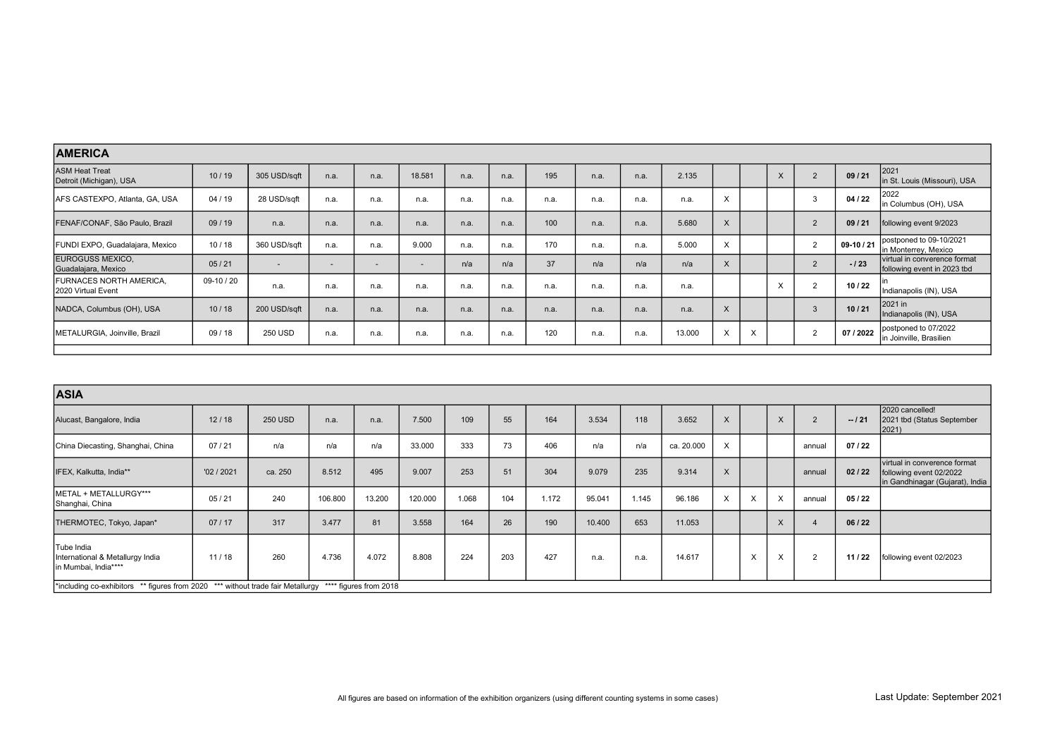## AMERICA

| | | | | | | | | | | | | | | | | | |
|---|---|---|---|---|---|---|---|---|---|---|---|---|---|---|---|---|---|
| ASM Heat Treat Detroit (Michigan), USA | 10 / 19 | 305 USD/sqft | n.a. | n.a. | 18.581 | n.a. | n.a. | 195 | n.a. | n.a. | 2.135 | | | X | 2 | **09 / 21** | 2021 in St. Louis (Missouri), USA |
| AFS CASTEXPO, Atlanta, GA, USA | 04 / 19 | 28 USD/sqft | n.a. | n.a. | n.a. | n.a. | n.a. | n.a. | n.a. | n.a. | n.a. | X | | | 3 | **04 / 22** | 2022 in Columbus (OH), USA |
| FENAF/CONAF, São Paulo, Brazil | 09 / 19 | n.a. | n.a. | n.a. | n.a. | n.a. | n.a. | 100 | n.a. | n.a. | 5.680 | X | | | 2 | **09 / 21** | following event 9/2023 |
| FUNDI EXPO, Guadalajara, Mexico | 10 / 18 | 360 USD/sqft | n.a. | n.a. | 9.000 | n.a. | n.a. | 170 | n.a. | n.a. | 5.000 | X | | | 2 | **09-10 / 21** | postponed to 09-10/2021 in Monterrey, Mexico |
| EUROGUSS MEXICO, Guadalajara, Mexico | 05 / 21 | - | - | - | - | n/a | n/a | 37 | n/a | n/a | n/a | X | | | 2 | **- / 23** | virtual in converence format following event in 2023 tbd |
| FURNACES NORTH AMERICA, 2020 Virtual Event | 09-10 / 20 | n.a. | n.a. | n.a. | n.a. | n.a. | n.a. | n.a. | n.a. | n.a. | n.a. | | | X | 2 | **10 / 22** | in Indianapolis (IN), USA |
| NADCA, Columbus (OH), USA | 10 / 18 | 200 USD/sqft | n.a. | n.a. | n.a. | n.a. | n.a. | n.a. | n.a. | n.a. | n.a. | X | | | 3 | **10 / 21** | 2021 in Indianapolis (IN), USA |
| METALURGIA, Joinville, Brazil | 09 / 18 | 250 USD | n.a. | n.a. | n.a. | n.a. | n.a. | 120 | n.a. | n.a. | 13.000 | X | X | | 2 | **07 / 2022** | postponed to 07/2022 in Joinville, Brasilien |

## ASIA

| | | | | | | | | | | | | | | | | | |
|---|---|---|---|---|---|---|---|---|---|---|---|---|---|---|---|---|---|
| Alucast, Bangalore, India | 12 / 18 | 250 USD | n.a. | n.a. | 7.500 | 109 | 55 | 164 | 3.534 | 118 | 3.652 | X | | X | 2 | **-- / 21** | 2020 cancelled! 2021 tbd (Status September 2021) |
| China Diecasting, Shanghai, China | 07 / 21 | n/a | n/a | n/a | 33.000 | 333 | 73 | 406 | n/a | n/a | ca. 20.000 | X | | | annual | **07 / 22** | |
| IFEX, Kalkutta, India** | '02 / 2021 | ca. 250 | 8.512 | 495 | 9.007 | 253 | 51 | 304 | 9.079 | 235 | 9.314 | X | | | annual | **02 / 22** | virtual in converence format following event 02/2022 in Gandhinagar (Gujarat), India |
| METAL + METALLURGY*** Shanghai, China | 05 / 21 | 240 | 106.800 | 13.200 | 120.000 | 1.068 | 104 | 1.172 | 95.041 | 1.145 | 96.186 | X | X | X | annual | **05 / 22** | |
| THERMOTEC, Tokyo, Japan* | 07 / 17 | 317 | 3.477 | 81 | 3.558 | 164 | 26 | 190 | 10.400 | 653 | 11.053 | | | X | 4 | **06 / 22** | |
| Tube India International & Metallurgy India in Mumbai, India**** | 11 / 18 | 260 | 4.736 | 4.072 | 8.808 | 224 | 203 | 427 | n.a. | n.a. | 14.617 | | X | X | 2 | **11 / 22** | following event 02/2023 |

*including co-exhibitors ** figures from 2020 *** without trade fair Metallurgy **** figures from 2018

All figures are based on information of the exhibition organizers (using different counting systems in some cases)

Last Update: September 2021